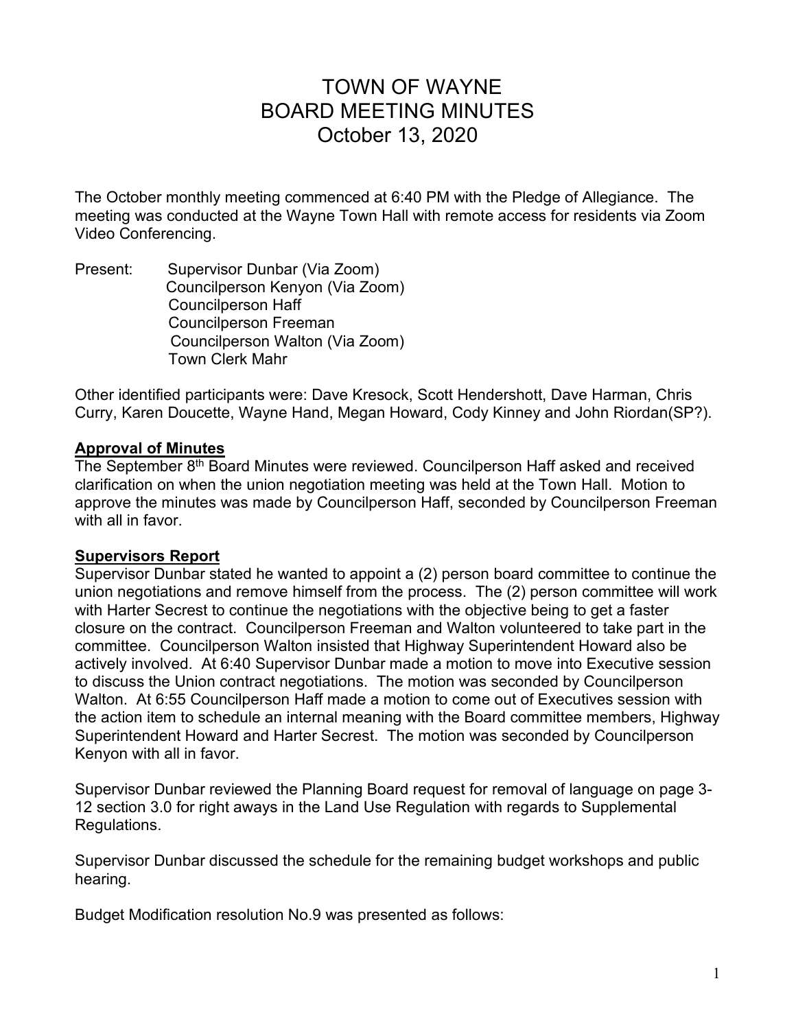# TOWN OF WAYNE
# BOARD MEETING MINUTES
# October 13, 2020

The October monthly meeting commenced at 6:40 PM with the Pledge of Allegiance. The meeting was conducted at the Wayne Town Hall with remote access for residents via Zoom Video Conferencing.

Present: Supervisor Dunbar (Via Zoom)
Councilperson Kenyon (Via Zoom)
Councilperson Haff
Councilperson Freeman
Councilperson Walton (Via Zoom)
Town Clerk Mahr

Other identified participants were: Dave Kresock, Scott Hendershott, Dave Harman, Chris Curry, Karen Doucette, Wayne Hand, Megan Howard, Cody Kinney and John Riordan(SP?).

**Approval of Minutes**

The September 8th Board Minutes were reviewed. Councilperson Haff asked and received clarification on when the union negotiation meeting was held at the Town Hall. Motion to approve the minutes was made by Councilperson Haff, seconded by Councilperson Freeman with all in favor.

**Supervisors Report**

Supervisor Dunbar stated he wanted to appoint a (2) person board committee to continue the union negotiations and remove himself from the process. The (2) person committee will work with Harter Secrest to continue the negotiations with the objective being to get a faster closure on the contract. Councilperson Freeman and Walton volunteered to take part in the committee. Councilperson Walton insisted that Highway Superintendent Howard also be actively involved. At 6:40 Supervisor Dunbar made a motion to move into Executive session to discuss the Union contract negotiations. The motion was seconded by Councilperson Walton. At 6:55 Councilperson Haff made a motion to come out of Executives session with the action item to schedule an internal meaning with the Board committee members, Highway Superintendent Howard and Harter Secrest. The motion was seconded by Councilperson Kenyon with all in favor.

Supervisor Dunbar reviewed the Planning Board request for removal of language on page 3-12 section 3.0 for right aways in the Land Use Regulation with regards to Supplemental Regulations.

Supervisor Dunbar discussed the schedule for the remaining budget workshops and public hearing.

Budget Modification resolution No.9 was presented as follows: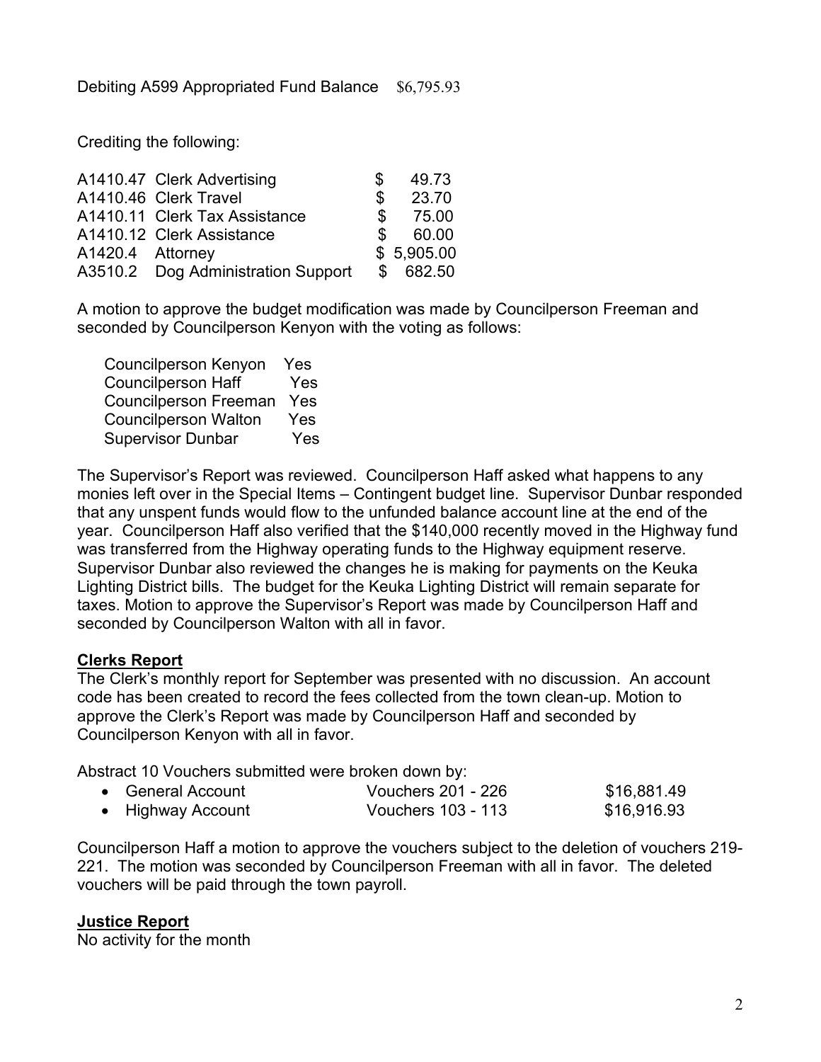Debiting A599 Appropriated Fund Balance $6,795.93

Crediting the following:

| | | |
|---|---|---|
| A1410.47 | Clerk Advertising | $ 49.73 |
| A1410.46 | Clerk Travel | $ 23.70 |
| A1410.11 | Clerk Tax Assistance | $ 75.00 |
| A1410.12 | Clerk Assistance | $ 60.00 |
| A1420.4 | Attorney | $ 5,905.00 |
| A3510.2 | Dog Administration Support | $ 682.50 |

A motion to approve the budget modification was made by Councilperson Freeman and seconded by Councilperson Kenyon with the voting as follows:

| | |
|---|---|
| Councilperson Kenyon | Yes |
| Councilperson Haff | Yes |
| Councilperson Freeman | Yes |
| Councilperson Walton | Yes |
| Supervisor Dunbar | Yes |

The Supervisor's Report was reviewed. Councilperson Haff asked what happens to any monies left over in the Special Items – Contingent budget line. Supervisor Dunbar responded that any unspent funds would flow to the unfunded balance account line at the end of the year. Councilperson Haff also verified that the $140,000 recently moved in the Highway fund was transferred from the Highway operating funds to the Highway equipment reserve. Supervisor Dunbar also reviewed the changes he is making for payments on the Keuka Lighting District bills. The budget for the Keuka Lighting District will remain separate for taxes. Motion to approve the Supervisor's Report was made by Councilperson Haff and seconded by Councilperson Walton with all in favor.

## Clerks Report

The Clerk's monthly report for September was presented with no discussion. An account code has been created to record the fees collected from the town clean-up. Motion to approve the Clerk's Report was made by Councilperson Haff and seconded by Councilperson Kenyon with all in favor.

Abstract 10 Vouchers submitted were broken down by:

- General Account — Vouchers 201 - 226 — $16,881.49
- Highway Account — Vouchers 103 - 113 — $16,916.93

Councilperson Haff a motion to approve the vouchers subject to the deletion of vouchers 219-221. The motion was seconded by Councilperson Freeman with all in favor. The deleted vouchers will be paid through the town payroll.

## Justice Report

No activity for the month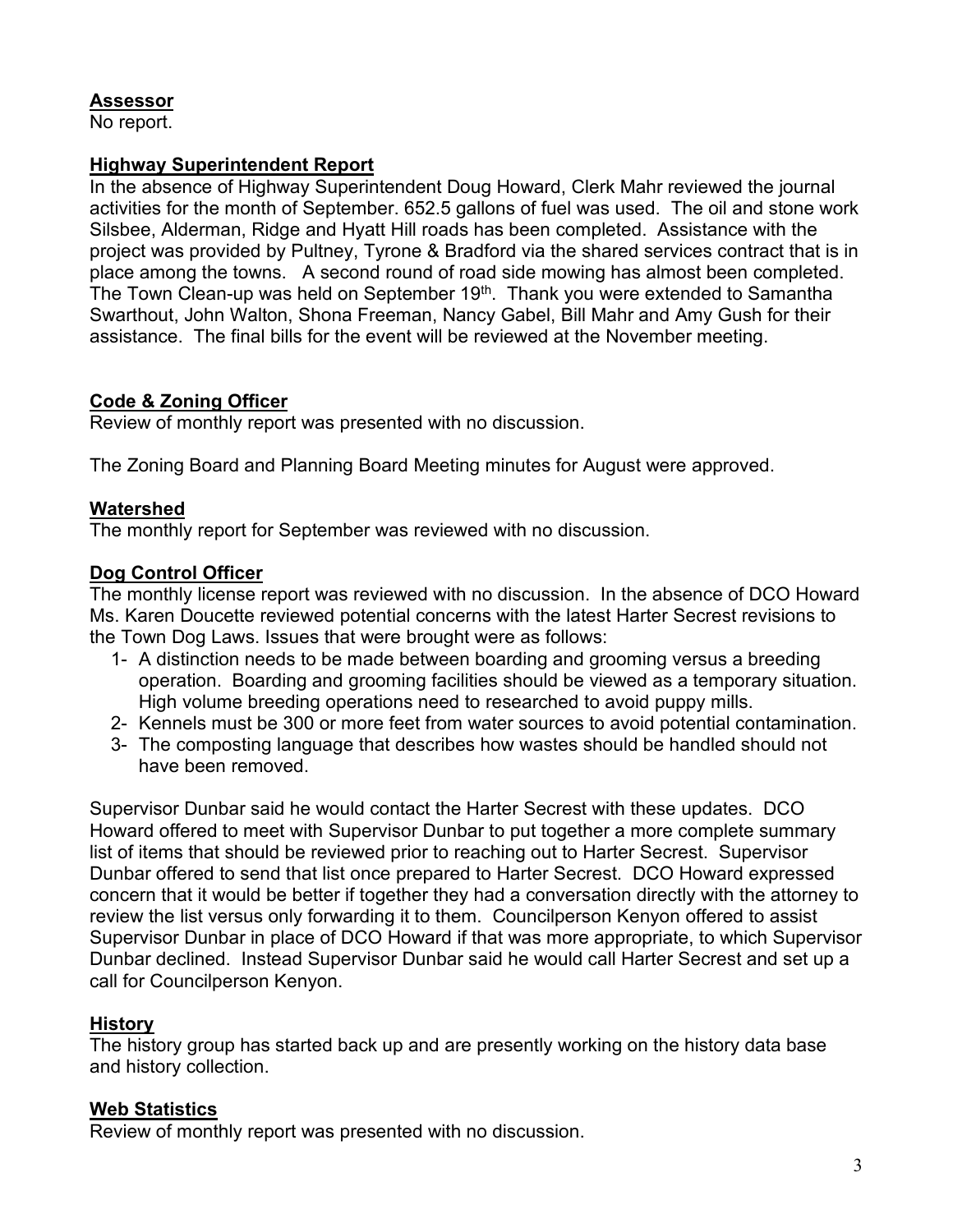**Assessor**
No report.

**Highway Superintendent Report**
In the absence of Highway Superintendent Doug Howard, Clerk Mahr reviewed the journal activities for the month of September. 652.5 gallons of fuel was used. The oil and stone work Silsbee, Alderman, Ridge and Hyatt Hill roads has been completed. Assistance with the project was provided by Pultney, Tyrone & Bradford via the shared services contract that is in place among the towns. A second round of road side mowing has almost been completed. The Town Clean-up was held on September 19th. Thank you were extended to Samantha Swarthout, John Walton, Shona Freeman, Nancy Gabel, Bill Mahr and Amy Gush for their assistance. The final bills for the event will be reviewed at the November meeting.

**Code & Zoning Officer**
Review of monthly report was presented with no discussion.

The Zoning Board and Planning Board Meeting minutes for August were approved.

**Watershed**
The monthly report for September was reviewed with no discussion.

**Dog Control Officer**
The monthly license report was reviewed with no discussion. In the absence of DCO Howard Ms. Karen Doucette reviewed potential concerns with the latest Harter Secrest revisions to the Town Dog Laws. Issues that were brought were as follows:

1- A distinction needs to be made between boarding and grooming versus a breeding operation. Boarding and grooming facilities should be viewed as a temporary situation. High volume breeding operations need to researched to avoid puppy mills.
2- Kennels must be 300 or more feet from water sources to avoid potential contamination.
3- The composting language that describes how wastes should be handled should not have been removed.

Supervisor Dunbar said he would contact the Harter Secrest with these updates. DCO Howard offered to meet with Supervisor Dunbar to put together a more complete summary list of items that should be reviewed prior to reaching out to Harter Secrest. Supervisor Dunbar offered to send that list once prepared to Harter Secrest. DCO Howard expressed concern that it would be better if together they had a conversation directly with the attorney to review the list versus only forwarding it to them. Councilperson Kenyon offered to assist Supervisor Dunbar in place of DCO Howard if that was more appropriate, to which Supervisor Dunbar declined. Instead Supervisor Dunbar said he would call Harter Secrest and set up a call for Councilperson Kenyon.

**History**
The history group has started back up and are presently working on the history data base and history collection.

**Web Statistics**
Review of monthly report was presented with no discussion.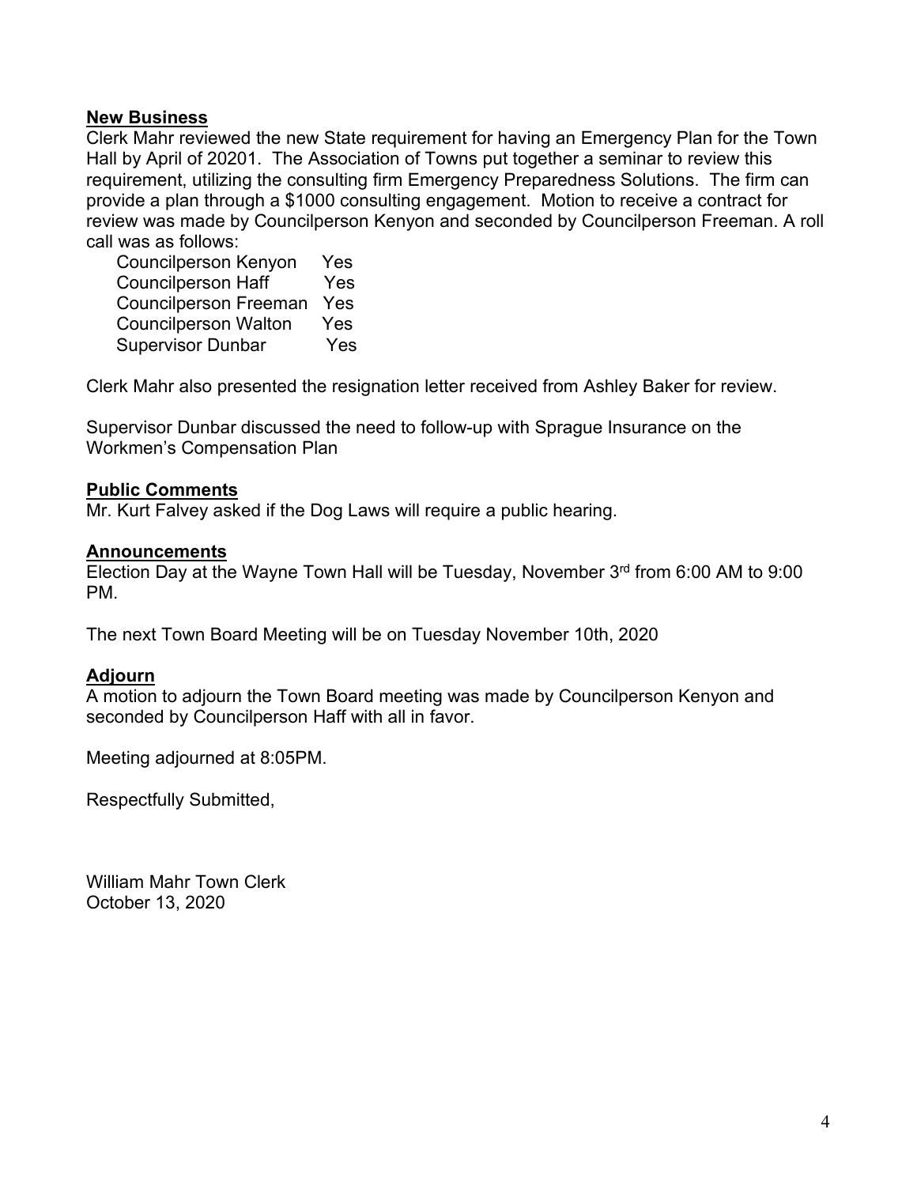**New Business**

Clerk Mahr reviewed the new State requirement for having an Emergency Plan for the Town Hall by April of 20201. The Association of Towns put together a seminar to review this requirement, utilizing the consulting firm Emergency Preparedness Solutions. The firm can provide a plan through a $1000 consulting engagement. Motion to receive a contract for review was made by Councilperson Kenyon and seconded by Councilperson Freeman. A roll call was as follows:

| | |
|---|---|
| Councilperson Kenyon | Yes |
| Councilperson Haff | Yes |
| Councilperson Freeman | Yes |
| Councilperson Walton | Yes |
| Supervisor Dunbar | Yes |

Clerk Mahr also presented the resignation letter received from Ashley Baker for review.

Supervisor Dunbar discussed the need to follow-up with Sprague Insurance on the Workmen's Compensation Plan

**Public Comments**

Mr. Kurt Falvey asked if the Dog Laws will require a public hearing.

**Announcements**

Election Day at the Wayne Town Hall will be Tuesday, November 3rd from 6:00 AM to 9:00 PM.

The next Town Board Meeting will be on Tuesday November 10th, 2020

**Adjourn**

A motion to adjourn the Town Board meeting was made by Councilperson Kenyon and seconded by Councilperson Haff with all in favor.

Meeting adjourned at 8:05PM.

Respectfully Submitted,

William Mahr Town Clerk
October 13, 2020